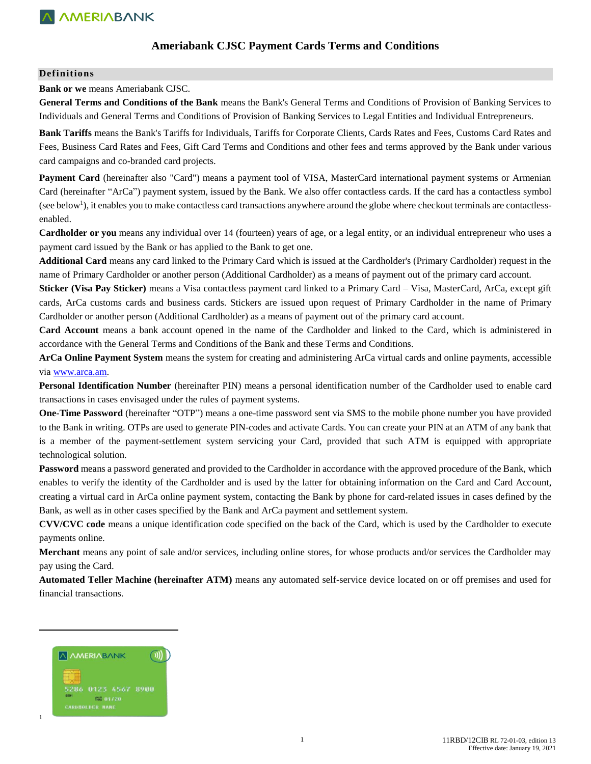# Ameriabank CJSC Payment Cards Terms and Conditions

## Definitions

**Bank or we** means Ameriabank CJSC.

**General Terms and Conditions of the Bank** means the Bank's General Terms and Conditions of Provision of Banking Services to Individuals and General Terms and Conditions of Provision of Banking Services to Legal Entities and Individual Entrepreneurs.

**Bank Tariffs** means the Bank's Tariffs for Individuals, Tariffs for Corporate Clients, Cards Rates and Fees, Customs Card Rates and Fees, Business Card Rates and Fees, Gift Card Terms and Conditions and other fees and terms approved by the Bank under various card campaigns and co-branded card projects.

**Payment Card** (hereinafter also "Card") means a payment tool of VISA, MasterCard international payment systems or Armenian Card (hereinafter "ArCa") payment system, issued by the Bank. We also offer contactless cards. If the card has a contactless symbol (see below[1]), it enables you to make contactless card transactions anywhere around the globe where checkout terminals are contactless-enabled.

**Cardholder or you** means any individual over 14 (fourteen) years of age, or a legal entity, or an individual entrepreneur who uses a payment card issued by the Bank or has applied to the Bank to get one.

**Additional Card** means any card linked to the Primary Card which is issued at the Cardholder's (Primary Cardholder) request in the name of Primary Cardholder or another person (Additional Cardholder) as a means of payment out of the primary card account.

**Sticker (Visa Pay Sticker)** means a Visa contactless payment card linked to a Primary Card – Visa, MasterCard, ArCa, except gift cards, ArCa customs cards and business cards. Stickers are issued upon request of Primary Cardholder in the name of Primary Cardholder or another person (Additional Cardholder) as a means of payment out of the primary card account.

**Card Account** means a bank account opened in the name of the Cardholder and linked to the Card, which is administered in accordance with the General Terms and Conditions of the Bank and these Terms and Conditions.

**ArCa Online Payment System** means the system for creating and administering ArCa virtual cards and online payments, accessible via www.arca.am.

**Personal Identification Number** (hereinafter PIN) means a personal identification number of the Cardholder used to enable card transactions in cases envisaged under the rules of payment systems.

**One-Time Password** (hereinafter "OTP") means a one-time password sent via SMS to the mobile phone number you have provided to the Bank in writing. OTPs are used to generate PIN-codes and activate Cards. You can create your PIN at an ATM of any bank that is a member of the payment-settlement system servicing your Card, provided that such ATM is equipped with appropriate technological solution.

**Password** means a password generated and provided to the Cardholder in accordance with the approved procedure of the Bank, which enables to verify the identity of the Cardholder and is used by the latter for obtaining information on the Card and Card Account, creating a virtual card in ArCa online payment system, contacting the Bank by phone for card-related issues in cases defined by the Bank, as well as in other cases specified by the Bank and ArCa payment and settlement system.

**CVV/CVC code** means a unique identification code specified on the back of the Card, which is used by the Cardholder to execute payments online.

**Merchant** means any point of sale and/or services, including online stores, for whose products and/or services the Cardholder may pay using the Card.

**Automated Teller Machine (hereinafter ATM)** means any automated self-service device located on or off premises and used for financial transactions.

---

[1]

11RBD/12CIB RL 72-01-03, edition 13
Effective date: January 19, 2021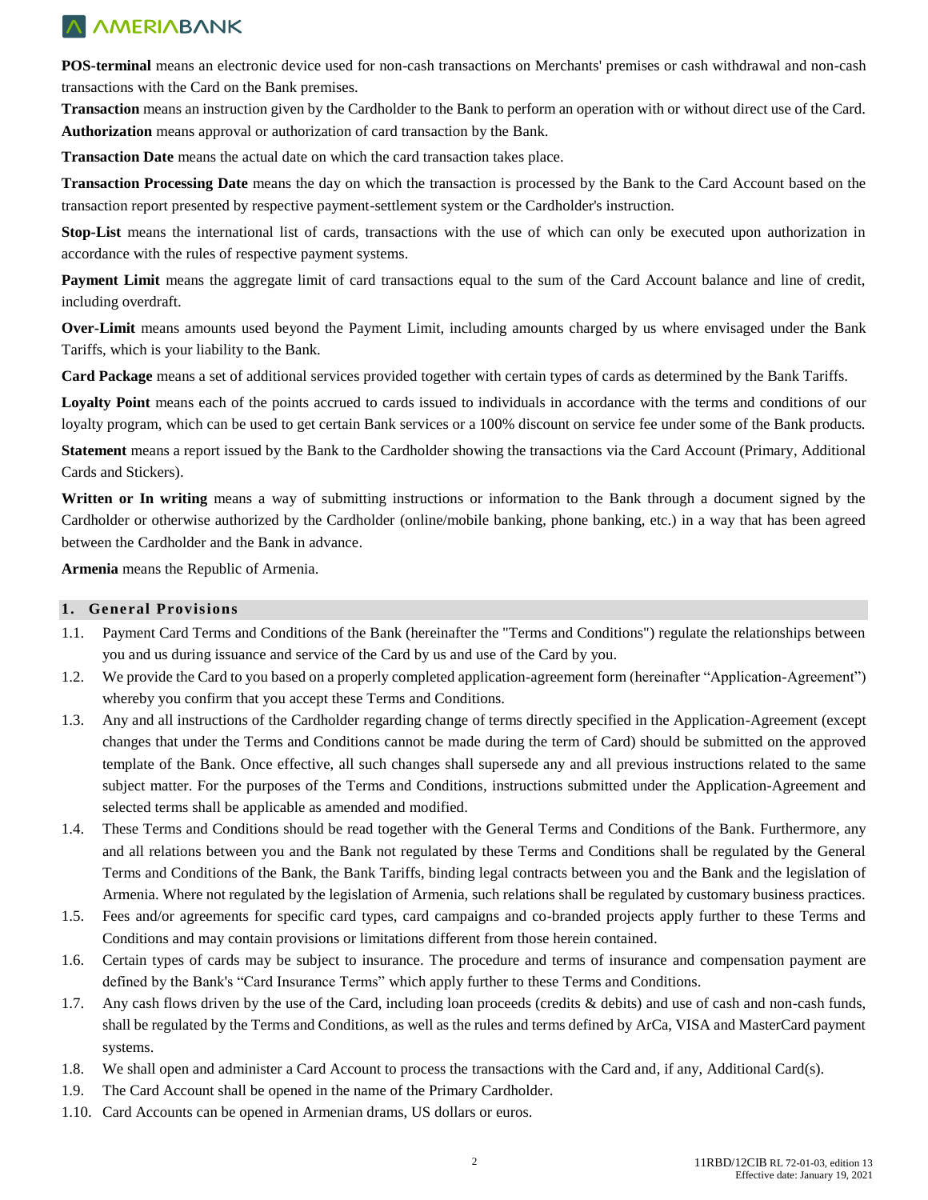**POS-terminal** means an electronic device used for non-cash transactions on Merchants' premises or cash withdrawal and non-cash transactions with the Card on the Bank premises.

**Transaction** means an instruction given by the Cardholder to the Bank to perform an operation with or without direct use of the Card.

**Authorization** means approval or authorization of card transaction by the Bank.

**Transaction Date** means the actual date on which the card transaction takes place.

**Transaction Processing Date** means the day on which the transaction is processed by the Bank to the Card Account based on the transaction report presented by respective payment-settlement system or the Cardholder's instruction.

**Stop-List** means the international list of cards, transactions with the use of which can only be executed upon authorization in accordance with the rules of respective payment systems.

**Payment Limit** means the aggregate limit of card transactions equal to the sum of the Card Account balance and line of credit, including overdraft.

**Over-Limit** means amounts used beyond the Payment Limit, including amounts charged by us where envisaged under the Bank Tariffs, which is your liability to the Bank.

**Card Package** means a set of additional services provided together with certain types of cards as determined by the Bank Tariffs.

**Loyalty Point** means each of the points accrued to cards issued to individuals in accordance with the terms and conditions of our loyalty program, which can be used to get certain Bank services or a 100% discount on service fee under some of the Bank products.

**Statement** means a report issued by the Bank to the Cardholder showing the transactions via the Card Account (Primary, Additional Cards and Stickers).

**Written or In writing** means a way of submitting instructions or information to the Bank through a document signed by the Cardholder or otherwise authorized by the Cardholder (online/mobile banking, phone banking, etc.) in a way that has been agreed between the Cardholder and the Bank in advance.

**Armenia** means the Republic of Armenia.

## 1. General Provisions

1.1. Payment Card Terms and Conditions of the Bank (hereinafter the "Terms and Conditions") regulate the relationships between you and us during issuance and service of the Card by us and use of the Card by you.

1.2. We provide the Card to you based on a properly completed application-agreement form (hereinafter "Application-Agreement") whereby you confirm that you accept these Terms and Conditions.

1.3. Any and all instructions of the Cardholder regarding change of terms directly specified in the Application-Agreement (except changes that under the Terms and Conditions cannot be made during the term of Card) should be submitted on the approved template of the Bank. Once effective, all such changes shall supersede any and all previous instructions related to the same subject matter. For the purposes of the Terms and Conditions, instructions submitted under the Application-Agreement and selected terms shall be applicable as amended and modified.

1.4. These Terms and Conditions should be read together with the General Terms and Conditions of the Bank. Furthermore, any and all relations between you and the Bank not regulated by these Terms and Conditions shall be regulated by the General Terms and Conditions of the Bank, the Bank Tariffs, binding legal contracts between you and the Bank and the legislation of Armenia. Where not regulated by the legislation of Armenia, such relations shall be regulated by customary business practices.

1.5. Fees and/or agreements for specific card types, card campaigns and co-branded projects apply further to these Terms and Conditions and may contain provisions or limitations different from those herein contained.

1.6. Certain types of cards may be subject to insurance. The procedure and terms of insurance and compensation payment are defined by the Bank's "Card Insurance Terms" which apply further to these Terms and Conditions.

1.7. Any cash flows driven by the use of the Card, including loan proceeds (credits & debits) and use of cash and non-cash funds, shall be regulated by the Terms and Conditions, as well as the rules and terms defined by ArCa, VISA and MasterCard payment systems.

1.8. We shall open and administer a Card Account to process the transactions with the Card and, if any, Additional Card(s).

1.9. The Card Account shall be opened in the name of the Primary Cardholder.

1.10. Card Accounts can be opened in Armenian drams, US dollars or euros.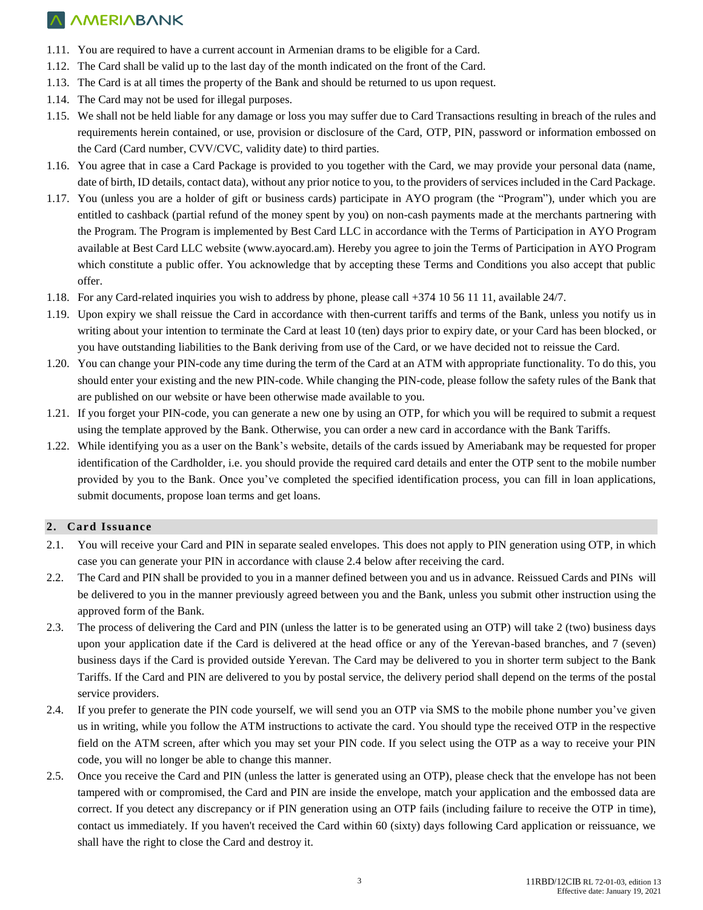1.11. You are required to have a current account in Armenian drams to be eligible for a Card.

1.12. The Card shall be valid up to the last day of the month indicated on the front of the Card.

1.13. The Card is at all times the property of the Bank and should be returned to us upon request.

1.14. The Card may not be used for illegal purposes.

1.15. We shall not be held liable for any damage or loss you may suffer due to Card Transactions resulting in breach of the rules and requirements herein contained, or use, provision or disclosure of the Card, OTP, PIN, password or information embossed on the Card (Card number, CVV/CVC, validity date) to third parties.

1.16. You agree that in case a Card Package is provided to you together with the Card, we may provide your personal data (name, date of birth, ID details, contact data), without any prior notice to you, to the providers of services included in the Card Package.

1.17. You (unless you are a holder of gift or business cards) participate in AYO program (the "Program"), under which you are entitled to cashback (partial refund of the money spent by you) on non-cash payments made at the merchants partnering with the Program. The Program is implemented by Best Card LLC in accordance with the Terms of Participation in AYO Program available at Best Card LLC website (www.ayocard.am). Hereby you agree to join the Terms of Participation in AYO Program which constitute a public offer. You acknowledge that by accepting these Terms and Conditions you also accept that public offer.

1.18. For any Card-related inquiries you wish to address by phone, please call +374 10 56 11 11, available 24/7.

1.19. Upon expiry we shall reissue the Card in accordance with then-current tariffs and terms of the Bank, unless you notify us in writing about your intention to terminate the Card at least 10 (ten) days prior to expiry date, or your Card has been blocked, or you have outstanding liabilities to the Bank deriving from use of the Card, or we have decided not to reissue the Card.

1.20. You can change your PIN-code any time during the term of the Card at an ATM with appropriate functionality. To do this, you should enter your existing and the new PIN-code. While changing the PIN-code, please follow the safety rules of the Bank that are published on our website or have been otherwise made available to you.

1.21. If you forget your PIN-code, you can generate a new one by using an OTP, for which you will be required to submit a request using the template approved by the Bank. Otherwise, you can order a new card in accordance with the Bank Tariffs.

1.22. While identifying you as a user on the Bank's website, details of the cards issued by Ameriabank may be requested for proper identification of the Cardholder, i.e. you should provide the required card details and enter the OTP sent to the mobile number provided by you to the Bank. Once you've completed the specified identification process, you can fill in loan applications, submit documents, propose loan terms and get loans.

## 2. Card Issuance

2.1. You will receive your Card and PIN in separate sealed envelopes. This does not apply to PIN generation using OTP, in which case you can generate your PIN in accordance with clause 2.4 below after receiving the card.

2.2. The Card and PIN shall be provided to you in a manner defined between you and us in advance. Reissued Cards and PINs will be delivered to you in the manner previously agreed between you and the Bank, unless you submit other instruction using the approved form of the Bank.

2.3. The process of delivering the Card and PIN (unless the latter is to be generated using an OTP) will take 2 (two) business days upon your application date if the Card is delivered at the head office or any of the Yerevan-based branches, and 7 (seven) business days if the Card is provided outside Yerevan. The Card may be delivered to you in shorter term subject to the Bank Tariffs. If the Card and PIN are delivered to you by postal service, the delivery period shall depend on the terms of the postal service providers.

2.4. If you prefer to generate the PIN code yourself, we will send you an OTP via SMS to the mobile phone number you've given us in writing, while you follow the ATM instructions to activate the card. You should type the received OTP in the respective field on the ATM screen, after which you may set your PIN code. If you select using the OTP as a way to receive your PIN code, you will no longer be able to change this manner.

2.5. Once you receive the Card and PIN (unless the latter is generated using an OTP), please check that the envelope has not been tampered with or compromised, the Card and PIN are inside the envelope, match your application and the embossed data are correct. If you detect any discrepancy or if PIN generation using an OTP fails (including failure to receive the OTP in time), contact us immediately. If you haven't received the Card within 60 (sixty) days following Card application or reissuance, we shall have the right to close the Card and destroy it.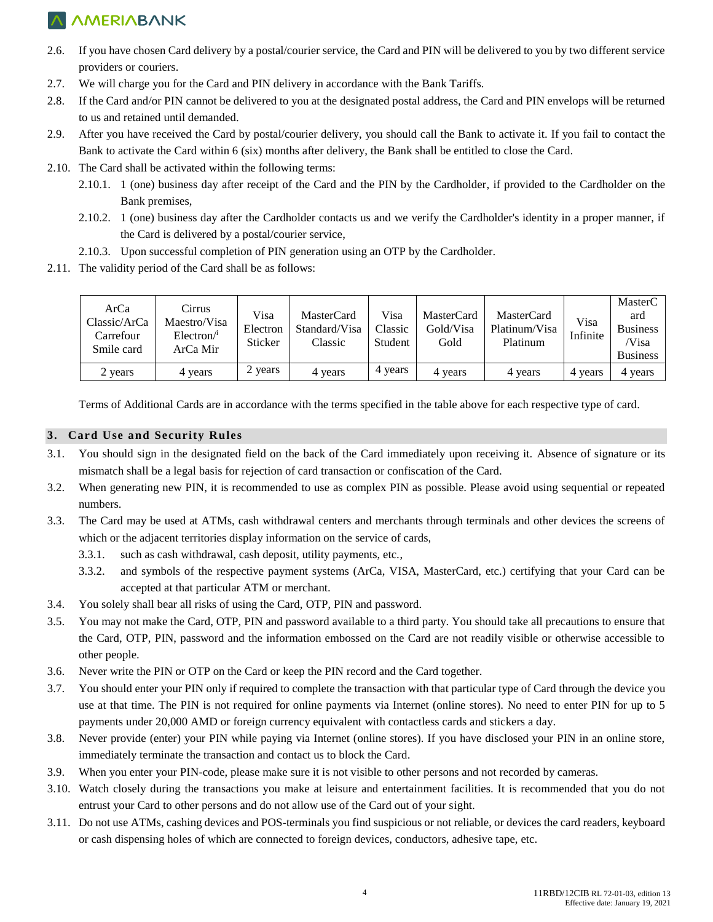2.6. If you have chosen Card delivery by a postal/courier service, the Card and PIN will be delivered to you by two different service providers or couriers.

2.7. We will charge you for the Card and PIN delivery in accordance with the Bank Tariffs.

2.8. If the Card and/or PIN cannot be delivered to you at the designated postal address, the Card and PIN envelops will be returned to us and retained until demanded.

2.9. After you have received the Card by postal/courier delivery, you should call the Bank to activate it. If you fail to contact the Bank to activate the Card within 6 (six) months after delivery, the Bank shall be entitled to close the Card.

2.10. The Card shall be activated within the following terms:

2.10.1. 1 (one) business day after receipt of the Card and the PIN by the Cardholder, if provided to the Cardholder on the Bank premises,

2.10.2. 1 (one) business day after the Cardholder contacts us and we verify the Cardholder's identity in a proper manner, if the Card is delivered by a postal/courier service,

2.10.3. Upon successful completion of PIN generation using an OTP by the Cardholder.

2.11. The validity period of the Card shall be as follows:

| ArCa Classic/ArCa Carrefour Smile card | Cirrus Maestro/Visa Electron/[i] ArCa Mir | Visa Electron Sticker | MasterCard Standard/Visa Classic | Visa Classic Student | MasterCard Gold/Visa Gold | MasterCard Platinum/Visa Platinum | Visa Infinite | MasterCard Business /Visa Business |
|---|---|---|---|---|---|---|---|---|
| 2 years | 4 years | 2 years | 4 years | 4 years | 4 years | 4 years | 4 years | 4 years |

Terms of Additional Cards are in accordance with the terms specified in the table above for each respective type of card.

## 3. Card Use and Security Rules

3.1. You should sign in the designated field on the back of the Card immediately upon receiving it. Absence of signature or its mismatch shall be a legal basis for rejection of card transaction or confiscation of the Card.

3.2. When generating new PIN, it is recommended to use as complex PIN as possible. Please avoid using sequential or repeated numbers.

3.3. The Card may be used at ATMs, cash withdrawal centers and merchants through terminals and other devices the screens of which or the adjacent territories display information on the service of cards,

3.3.1. such as cash withdrawal, cash deposit, utility payments, etc.,

3.3.2. and symbols of the respective payment systems (ArCa, VISA, MasterCard, etc.) certifying that your Card can be accepted at that particular ATM or merchant.

3.4. You solely shall bear all risks of using the Card, OTP, PIN and password.

3.5. You may not make the Card, OTP, PIN and password available to a third party. You should take all precautions to ensure that the Card, OTP, PIN, password and the information embossed on the Card are not readily visible or otherwise accessible to other people.

3.6. Never write the PIN or OTP on the Card or keep the PIN record and the Card together.

3.7. You should enter your PIN only if required to complete the transaction with that particular type of Card through the device you use at that time. The PIN is not required for online payments via Internet (online stores). No need to enter PIN for up to 5 payments under 20,000 AMD or foreign currency equivalent with contactless cards and stickers a day.

3.8. Never provide (enter) your PIN while paying via Internet (online stores). If you have disclosed your PIN in an online store, immediately terminate the transaction and contact us to block the Card.

3.9. When you enter your PIN-code, please make sure it is not visible to other persons and not recorded by cameras.

3.10. Watch closely during the transactions you make at leisure and entertainment facilities. It is recommended that you do not entrust your Card to other persons and do not allow use of the Card out of your sight.

3.11. Do not use ATMs, cashing devices and POS-terminals you find suspicious or not reliable, or devices the card readers, keyboard or cash dispensing holes of which are connected to foreign devices, conductors, adhesive tape, etc.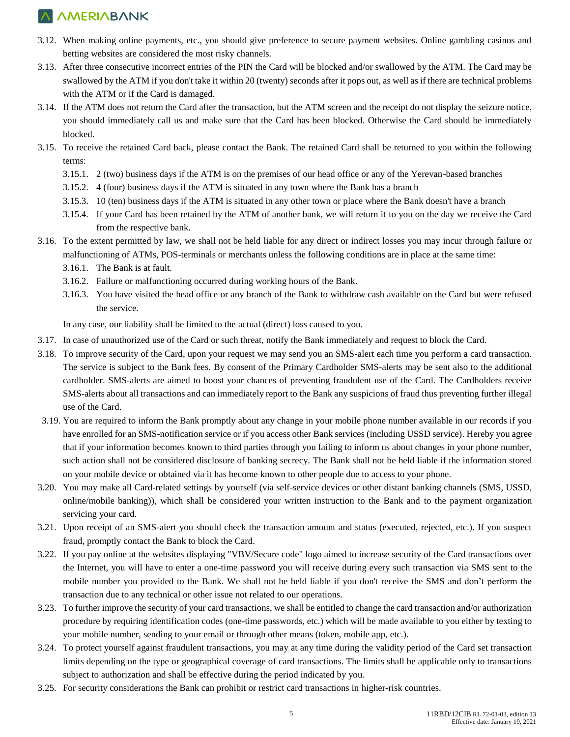3.12. When making online payments, etc., you should give preference to secure payment websites. Online gambling casinos and betting websites are considered the most risky channels.

3.13. After three consecutive incorrect entries of the PIN the Card will be blocked and/or swallowed by the ATM. The Card may be swallowed by the ATM if you don't take it within 20 (twenty) seconds after it pops out, as well as if there are technical problems with the ATM or if the Card is damaged.

3.14. If the ATM does not return the Card after the transaction, but the ATM screen and the receipt do not display the seizure notice, you should immediately call us and make sure that the Card has been blocked. Otherwise the Card should be immediately blocked.

3.15. To receive the retained Card back, please contact the Bank. The retained Card shall be returned to you within the following terms:

   3.15.1. 2 (two) business days if the ATM is on the premises of our head office or any of the Yerevan-based branches

   3.15.2. 4 (four) business days if the ATM is situated in any town where the Bank has a branch

   3.15.3. 10 (ten) business days if the ATM is situated in any other town or place where the Bank doesn't have a branch

   3.15.4. If your Card has been retained by the ATM of another bank, we will return it to you on the day we receive the Card from the respective bank.

3.16. To the extent permitted by law, we shall not be held liable for any direct or indirect losses you may incur through failure or malfunctioning of ATMs, POS-terminals or merchants unless the following conditions are in place at the same time:

   3.16.1. The Bank is at fault.

   3.16.2. Failure or malfunctioning occurred during working hours of the Bank.

   3.16.3. You have visited the head office or any branch of the Bank to withdraw cash available on the Card but were refused the service.

   In any case, our liability shall be limited to the actual (direct) loss caused to you.

3.17. In case of unauthorized use of the Card or such threat, notify the Bank immediately and request to block the Card.

3.18. To improve security of the Card, upon your request we may send you an SMS-alert each time you perform a card transaction. The service is subject to the Bank fees. By consent of the Primary Cardholder SMS-alerts may be sent also to the additional cardholder. SMS-alerts are aimed to boost your chances of preventing fraudulent use of the Card. The Cardholders receive SMS-alerts about all transactions and can immediately report to the Bank any suspicions of fraud thus preventing further illegal use of the Card.

3.19. You are required to inform the Bank promptly about any change in your mobile phone number available in our records if you have enrolled for an SMS-notification service or if you access other Bank services (including USSD service). Hereby you agree that if your information becomes known to third parties through you failing to inform us about changes in your phone number, such action shall not be considered disclosure of banking secrecy. The Bank shall not be held liable if the information stored on your mobile device or obtained via it has become known to other people due to access to your phone.

3.20. You may make all Card-related settings by yourself (via self-service devices or other distant banking channels (SMS, USSD, online/mobile banking)), which shall be considered your written instruction to the Bank and to the payment organization servicing your card.

3.21. Upon receipt of an SMS-alert you should check the transaction amount and status (executed, rejected, etc.). If you suspect fraud, promptly contact the Bank to block the Card.

3.22. If you pay online at the websites displaying "VBV/Secure code" logo aimed to increase security of the Card transactions over the Internet, you will have to enter a one-time password you will receive during every such transaction via SMS sent to the mobile number you provided to the Bank. We shall not be held liable if you don't receive the SMS and don't perform the transaction due to any technical or other issue not related to our operations.

3.23. To further improve the security of your card transactions, we shall be entitled to change the card transaction and/or authorization procedure by requiring identification codes (one-time passwords, etc.) which will be made available to you either by texting to your mobile number, sending to your email or through other means (token, mobile app, etc.).

3.24. To protect yourself against fraudulent transactions, you may at any time during the validity period of the Card set transaction limits depending on the type or geographical coverage of card transactions. The limits shall be applicable only to transactions subject to authorization and shall be effective during the period indicated by you.

3.25. For security considerations the Bank can prohibit or restrict card transactions in higher-risk countries.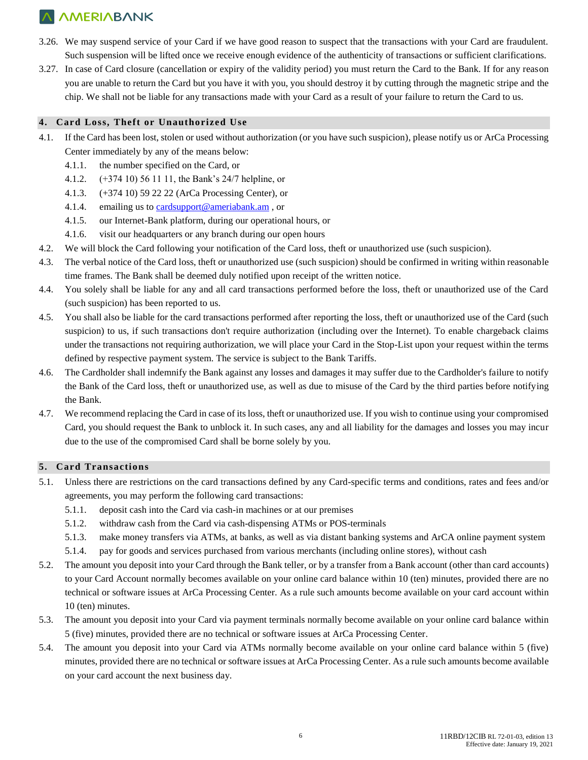3.26. We may suspend service of your Card if we have good reason to suspect that the transactions with your Card are fraudulent. Such suspension will be lifted once we receive enough evidence of the authenticity of transactions or sufficient clarifications.

3.27. In case of Card closure (cancellation or expiry of the validity period) you must return the Card to the Bank. If for any reason you are unable to return the Card but you have it with you, you should destroy it by cutting through the magnetic stripe and the chip. We shall not be liable for any transactions made with your Card as a result of your failure to return the Card to us.

## 4. Card Loss, Theft or Unauthorized Use

4.1. If the Card has been lost, stolen or used without authorization (or you have such suspicion), please notify us or ArCa Processing Center immediately by any of the means below:

- 4.1.1. the number specified on the Card, or
- 4.1.2. (+374 10) 56 11 11, the Bank's 24/7 helpline, or
- 4.1.3. (+374 10) 59 22 22 (ArCa Processing Center), or
- 4.1.4. emailing us to cardsupport@ameriabank.am , or
- 4.1.5. our Internet-Bank platform, during our operational hours, or
- 4.1.6. visit our headquarters or any branch during our open hours

4.2. We will block the Card following your notification of the Card loss, theft or unauthorized use (such suspicion).

4.3. The verbal notice of the Card loss, theft or unauthorized use (such suspicion) should be confirmed in writing within reasonable time frames. The Bank shall be deemed duly notified upon receipt of the written notice.

4.4. You solely shall be liable for any and all card transactions performed before the loss, theft or unauthorized use of the Card (such suspicion) has been reported to us.

4.5. You shall also be liable for the card transactions performed after reporting the loss, theft or unauthorized use of the Card (such suspicion) to us, if such transactions don't require authorization (including over the Internet). To enable chargeback claims under the transactions not requiring authorization, we will place your Card in the Stop-List upon your request within the terms defined by respective payment system. The service is subject to the Bank Tariffs.

4.6. The Cardholder shall indemnify the Bank against any losses and damages it may suffer due to the Cardholder's failure to notify the Bank of the Card loss, theft or unauthorized use, as well as due to misuse of the Card by the third parties before notifying the Bank.

4.7. We recommend replacing the Card in case of its loss, theft or unauthorized use. If you wish to continue using your compromised Card, you should request the Bank to unblock it. In such cases, any and all liability for the damages and losses you may incur due to the use of the compromised Card shall be borne solely by you.

## 5. Card Transactions

5.1. Unless there are restrictions on the card transactions defined by any Card-specific terms and conditions, rates and fees and/or agreements, you may perform the following card transactions:

- 5.1.1. deposit cash into the Card via cash-in machines or at our premises
- 5.1.2. withdraw cash from the Card via cash-dispensing ATMs or POS-terminals
- 5.1.3. make money transfers via ATMs, at banks, as well as via distant banking systems and ArCA online payment system
- 5.1.4. pay for goods and services purchased from various merchants (including online stores), without cash

5.2. The amount you deposit into your Card through the Bank teller, or by a transfer from a Bank account (other than card accounts) to your Card Account normally becomes available on your online card balance within 10 (ten) minutes, provided there are no technical or software issues at ArCa Processing Center. As a rule such amounts become available on your card account within 10 (ten) minutes.

5.3. The amount you deposit into your Card via payment terminals normally become available on your online card balance within 5 (five) minutes, provided there are no technical or software issues at ArCa Processing Center.

5.4. The amount you deposit into your Card via ATMs normally become available on your online card balance within 5 (five) minutes, provided there are no technical or software issues at ArCa Processing Center. As a rule such amounts become available on your card account the next business day.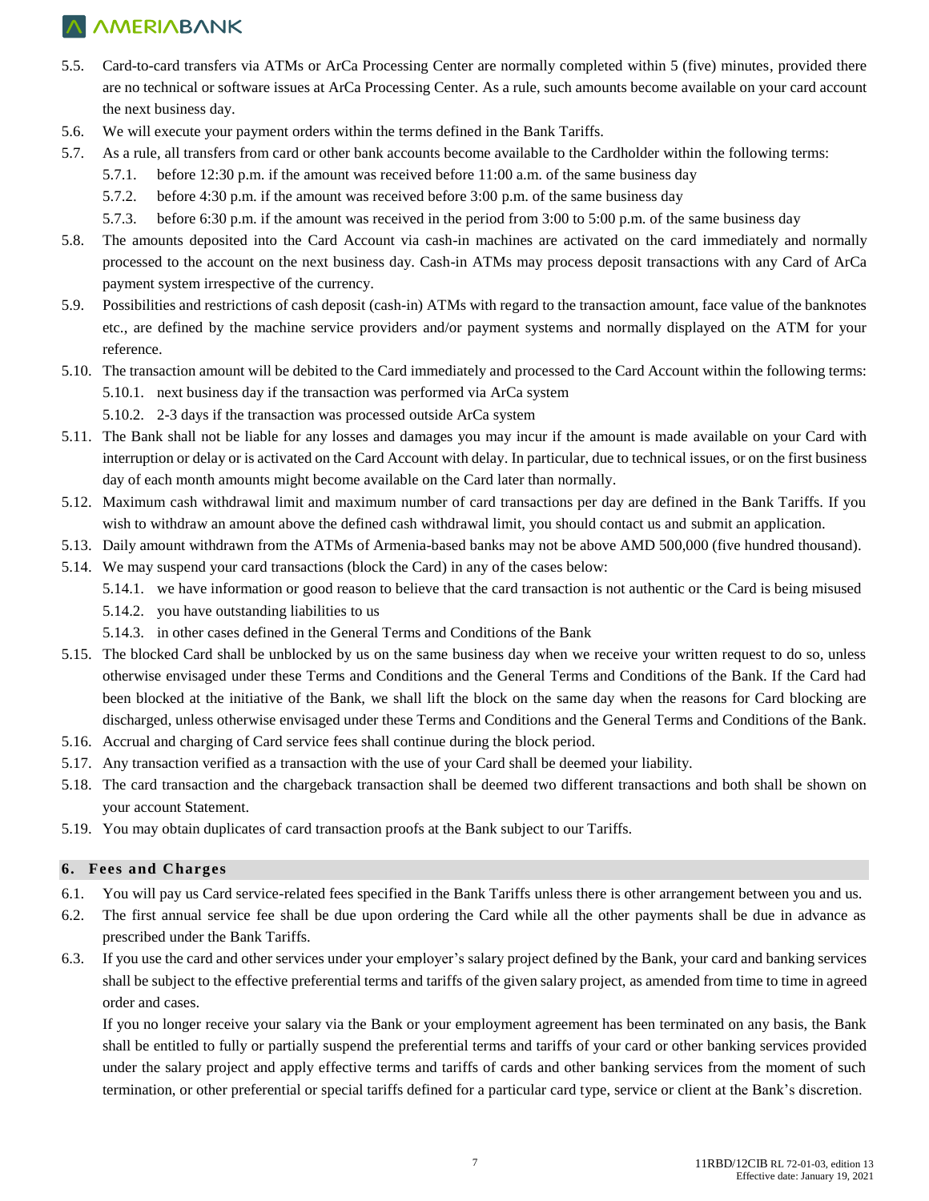5.5. Card-to-card transfers via ATMs or ArCa Processing Center are normally completed within 5 (five) minutes, provided there are no technical or software issues at ArCa Processing Center. As a rule, such amounts become available on your card account the next business day.

5.6. We will execute your payment orders within the terms defined in the Bank Tariffs.

5.7. As a rule, all transfers from card or other bank accounts become available to the Cardholder within the following terms:

- 5.7.1. before 12:30 p.m. if the amount was received before 11:00 a.m. of the same business day
- 5.7.2. before 4:30 p.m. if the amount was received before 3:00 p.m. of the same business day
- 5.7.3. before 6:30 p.m. if the amount was received in the period from 3:00 to 5:00 p.m. of the same business day

5.8. The amounts deposited into the Card Account via cash-in machines are activated on the card immediately and normally processed to the account on the next business day. Cash-in ATMs may process deposit transactions with any Card of ArCa payment system irrespective of the currency.

5.9. Possibilities and restrictions of cash deposit (cash-in) ATMs with regard to the transaction amount, face value of the banknotes etc., are defined by the machine service providers and/or payment systems and normally displayed on the ATM for your reference.

5.10. The transaction amount will be debited to the Card immediately and processed to the Card Account within the following terms:

- 5.10.1. next business day if the transaction was performed via ArCa system
- 5.10.2. 2-3 days if the transaction was processed outside ArCa system

5.11. The Bank shall not be liable for any losses and damages you may incur if the amount is made available on your Card with interruption or delay or is activated on the Card Account with delay. In particular, due to technical issues, or on the first business day of each month amounts might become available on the Card later than normally.

5.12. Maximum cash withdrawal limit and maximum number of card transactions per day are defined in the Bank Tariffs. If you wish to withdraw an amount above the defined cash withdrawal limit, you should contact us and submit an application.

5.13. Daily amount withdrawn from the ATMs of Armenia-based banks may not be above AMD 500,000 (five hundred thousand).

5.14. We may suspend your card transactions (block the Card) in any of the cases below:

- 5.14.1. we have information or good reason to believe that the card transaction is not authentic or the Card is being misused
- 5.14.2. you have outstanding liabilities to us
- 5.14.3. in other cases defined in the General Terms and Conditions of the Bank

5.15. The blocked Card shall be unblocked by us on the same business day when we receive your written request to do so, unless otherwise envisaged under these Terms and Conditions and the General Terms and Conditions of the Bank. If the Card had been blocked at the initiative of the Bank, we shall lift the block on the same day when the reasons for Card blocking are discharged, unless otherwise envisaged under these Terms and Conditions and the General Terms and Conditions of the Bank.

5.16. Accrual and charging of Card service fees shall continue during the block period.

5.17. Any transaction verified as a transaction with the use of your Card shall be deemed your liability.

5.18. The card transaction and the chargeback transaction shall be deemed two different transactions and both shall be shown on your account Statement.

5.19. You may obtain duplicates of card transaction proofs at the Bank subject to our Tariffs.

## 6. Fees and Charges

6.1. You will pay us Card service-related fees specified in the Bank Tariffs unless there is other arrangement between you and us.

6.2. The first annual service fee shall be due upon ordering the Card while all the other payments shall be due in advance as prescribed under the Bank Tariffs.

6.3. If you use the card and other services under your employer's salary project defined by the Bank, your card and banking services shall be subject to the effective preferential terms and tariffs of the given salary project, as amended from time to time in agreed order and cases.

If you no longer receive your salary via the Bank or your employment agreement has been terminated on any basis, the Bank shall be entitled to fully or partially suspend the preferential terms and tariffs of your card or other banking services provided under the salary project and apply effective terms and tariffs of cards and other banking services from the moment of such termination, or other preferential or special tariffs defined for a particular card type, service or client at the Bank's discretion.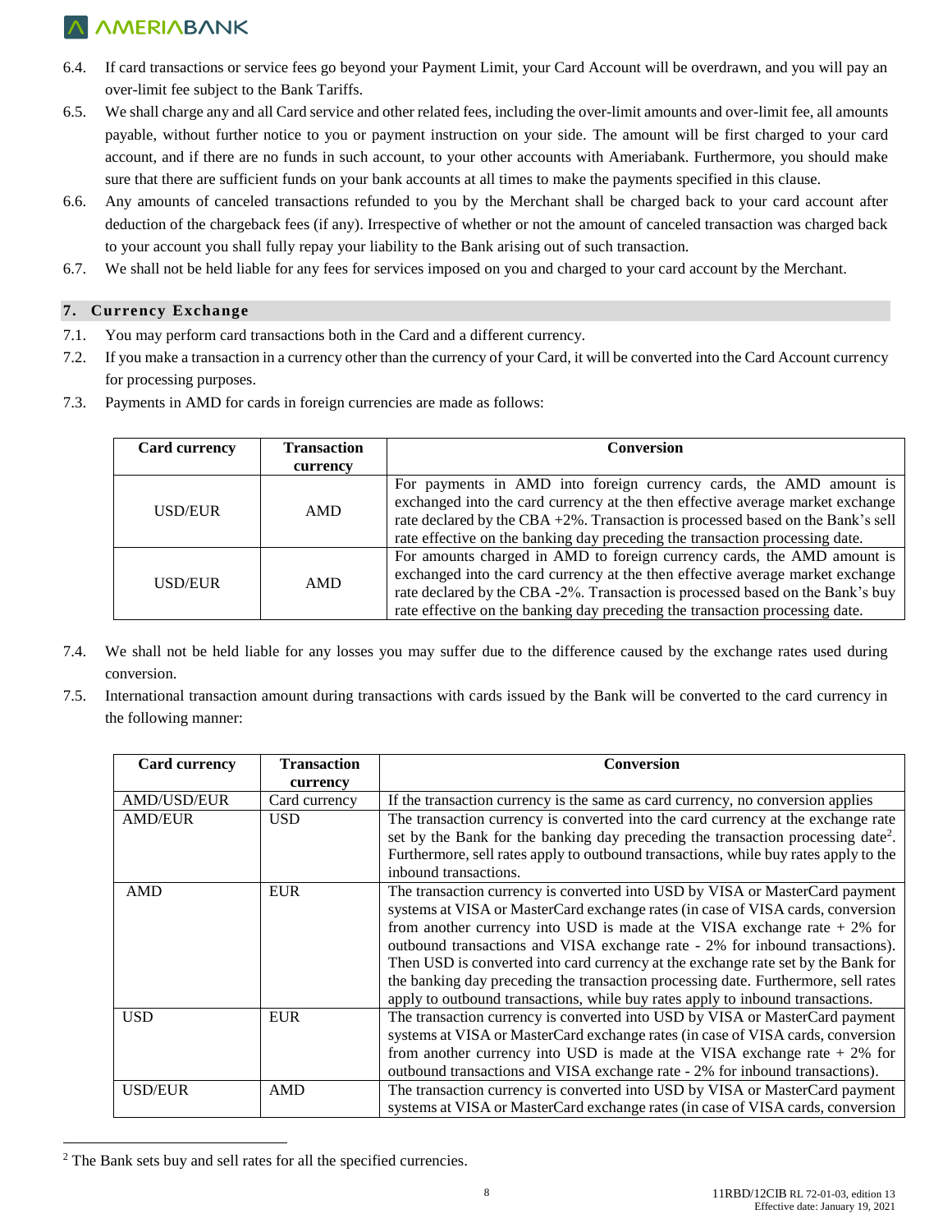6.4. If card transactions or service fees go beyond your Payment Limit, your Card Account will be overdrawn, and you will pay an over-limit fee subject to the Bank Tariffs.

6.5. We shall charge any and all Card service and other related fees, including the over-limit amounts and over-limit fee, all amounts payable, without further notice to you or payment instruction on your side. The amount will be first charged to your card account, and if there are no funds in such account, to your other accounts with Ameriabank. Furthermore, you should make sure that there are sufficient funds on your bank accounts at all times to make the payments specified in this clause.

6.6. Any amounts of canceled transactions refunded to you by the Merchant shall be charged back to your card account after deduction of the chargeback fees (if any). Irrespective of whether or not the amount of canceled transaction was charged back to your account you shall fully repay your liability to the Bank arising out of such transaction.

6.7. We shall not be held liable for any fees for services imposed on you and charged to your card account by the Merchant.

## 7. Currency Exchange

7.1. You may perform card transactions both in the Card and a different currency.

7.2. If you make a transaction in a currency other than the currency of your Card, it will be converted into the Card Account currency for processing purposes.

7.3. Payments in AMD for cards in foreign currencies are made as follows:

| Card currency | Transaction currency | Conversion |
|---|---|---|
| USD/EUR | AMD | For payments in AMD into foreign currency cards, the AMD amount is exchanged into the card currency at the then effective average market exchange rate declared by the CBA +2%. Transaction is processed based on the Bank's sell rate effective on the banking day preceding the transaction processing date. |
| USD/EUR | AMD | For amounts charged in AMD to foreign currency cards, the AMD amount is exchanged into the card currency at the then effective average market exchange rate declared by the CBA -2%. Transaction is processed based on the Bank's buy rate effective on the banking day preceding the transaction processing date. |

7.4. We shall not be held liable for any losses you may suffer due to the difference caused by the exchange rates used during conversion.

7.5. International transaction amount during transactions with cards issued by the Bank will be converted to the card currency in the following manner:

| Card currency | Transaction currency | Conversion |
|---|---|---|
| AMD/USD/EUR | Card currency | If the transaction currency is the same as card currency, no conversion applies |
| AMD/EUR | USD | The transaction currency is converted into the card currency at the exchange rate set by the Bank for the banking day preceding the transaction processing date[2]. Furthermore, sell rates apply to outbound transactions, while buy rates apply to the inbound transactions. |
| AMD | EUR | The transaction currency is converted into USD by VISA or MasterCard payment systems at VISA or MasterCard exchange rates (in case of VISA cards, conversion from another currency into USD is made at the VISA exchange rate + 2% for outbound transactions and VISA exchange rate - 2% for inbound transactions). Then USD is converted into card currency at the exchange rate set by the Bank for the banking day preceding the transaction processing date. Furthermore, sell rates apply to outbound transactions, while buy rates apply to inbound transactions. |
| USD | EUR | The transaction currency is converted into USD by VISA or MasterCard payment systems at VISA or MasterCard exchange rates (in case of VISA cards, conversion from another currency into USD is made at the VISA exchange rate + 2% for outbound transactions and VISA exchange rate - 2% for inbound transactions). |
| USD/EUR | AMD | The transaction currency is converted into USD by VISA or MasterCard payment systems at VISA or MasterCard exchange rates (in case of VISA cards, conversion |

[2] The Bank sets buy and sell rates for all the specified currencies.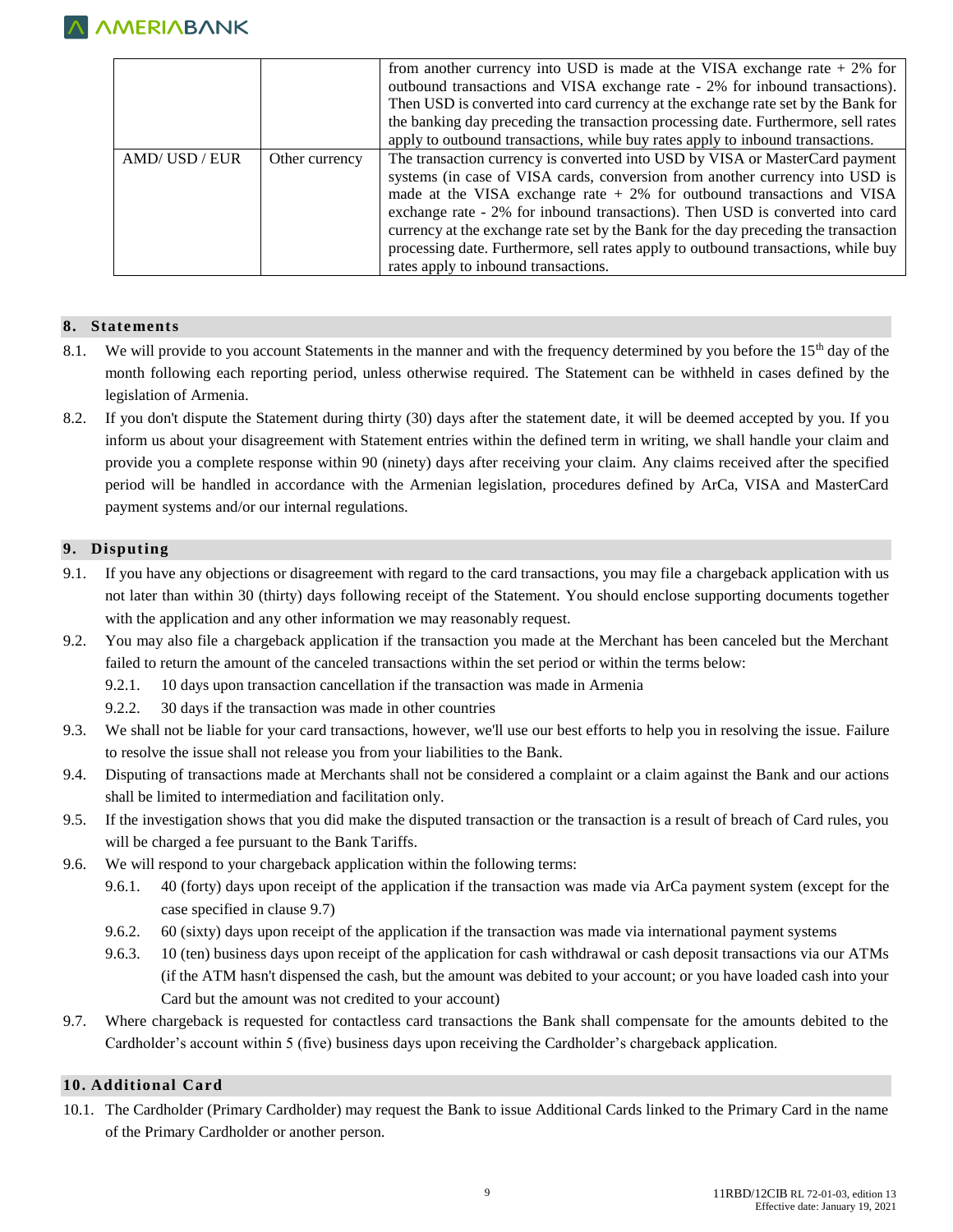| | | |
|---|---|---|
| | | from another currency into USD is made at the VISA exchange rate + 2% for outbound transactions and VISA exchange rate - 2% for inbound transactions). Then USD is converted into card currency at the exchange rate set by the Bank for the banking day preceding the transaction processing date. Furthermore, sell rates apply to outbound transactions, while buy rates apply to inbound transactions. |
| AMD/ USD / EUR | Other currency | The transaction currency is converted into USD by VISA or MasterCard payment systems (in case of VISA cards, conversion from another currency into USD is made at the VISA exchange rate + 2% for outbound transactions and VISA exchange rate - 2% for inbound transactions). Then USD is converted into card currency at the exchange rate set by the Bank for the day preceding the transaction processing date. Furthermore, sell rates apply to outbound transactions, while buy rates apply to inbound transactions. |

## 8. Statements

8.1. We will provide to you account Statements in the manner and with the frequency determined by you before the 15th day of the month following each reporting period, unless otherwise required. The Statement can be withheld in cases defined by the legislation of Armenia.

8.2. If you don't dispute the Statement during thirty (30) days after the statement date, it will be deemed accepted by you. If you inform us about your disagreement with Statement entries within the defined term in writing, we shall handle your claim and provide you a complete response within 90 (ninety) days after receiving your claim. Any claims received after the specified period will be handled in accordance with the Armenian legislation, procedures defined by ArCa, VISA and MasterCard payment systems and/or our internal regulations.

## 9. Disputing

9.1. If you have any objections or disagreement with regard to the card transactions, you may file a chargeback application with us not later than within 30 (thirty) days following receipt of the Statement. You should enclose supporting documents together with the application and any other information we may reasonably request.

9.2. You may also file a chargeback application if the transaction you made at the Merchant has been canceled but the Merchant failed to return the amount of the canceled transactions within the set period or within the terms below:

- 9.2.1. 10 days upon transaction cancellation if the transaction was made in Armenia
- 9.2.2. 30 days if the transaction was made in other countries

9.3. We shall not be liable for your card transactions, however, we'll use our best efforts to help you in resolving the issue. Failure to resolve the issue shall not release you from your liabilities to the Bank.

9.4. Disputing of transactions made at Merchants shall not be considered a complaint or a claim against the Bank and our actions shall be limited to intermediation and facilitation only.

9.5. If the investigation shows that you did make the disputed transaction or the transaction is a result of breach of Card rules, you will be charged a fee pursuant to the Bank Tariffs.

9.6. We will respond to your chargeback application within the following terms:

- 9.6.1. 40 (forty) days upon receipt of the application if the transaction was made via ArCa payment system (except for the case specified in clause 9.7)
- 9.6.2. 60 (sixty) days upon receipt of the application if the transaction was made via international payment systems
- 9.6.3. 10 (ten) business days upon receipt of the application for cash withdrawal or cash deposit transactions via our ATMs (if the ATM hasn't dispensed the cash, but the amount was debited to your account; or you have loaded cash into your Card but the amount was not credited to your account)

9.7. Where chargeback is requested for contactless card transactions the Bank shall compensate for the amounts debited to the Cardholder's account within 5 (five) business days upon receiving the Cardholder's chargeback application.

## 10. Additional Card

10.1. The Cardholder (Primary Cardholder) may request the Bank to issue Additional Cards linked to the Primary Card in the name of the Primary Cardholder or another person.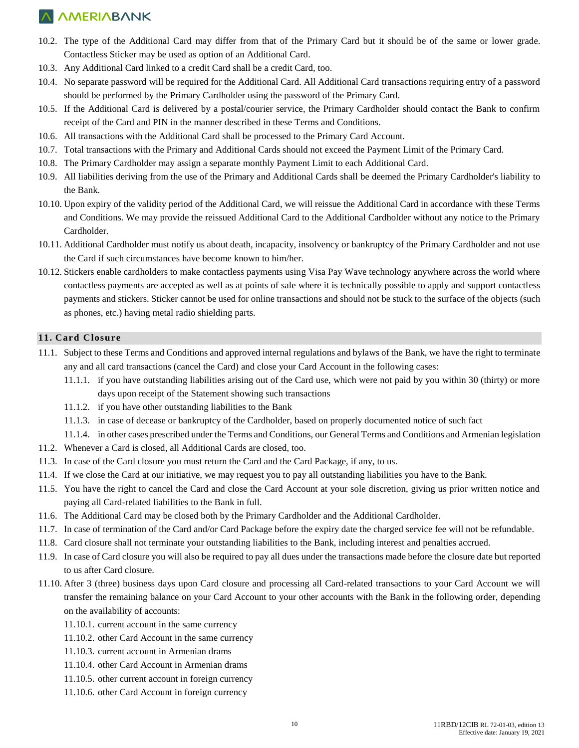10.2. The type of the Additional Card may differ from that of the Primary Card but it should be of the same or lower grade. Contactless Sticker may be used as option of an Additional Card.

10.3. Any Additional Card linked to a credit Card shall be a credit Card, too.

10.4. No separate password will be required for the Additional Card. All Additional Card transactions requiring entry of a password should be performed by the Primary Cardholder using the password of the Primary Card.

10.5. If the Additional Card is delivered by a postal/courier service, the Primary Cardholder should contact the Bank to confirm receipt of the Card and PIN in the manner described in these Terms and Conditions.

10.6. All transactions with the Additional Card shall be processed to the Primary Card Account.

10.7. Total transactions with the Primary and Additional Cards should not exceed the Payment Limit of the Primary Card.

10.8. The Primary Cardholder may assign a separate monthly Payment Limit to each Additional Card.

10.9. All liabilities deriving from the use of the Primary and Additional Cards shall be deemed the Primary Cardholder's liability to the Bank.

10.10. Upon expiry of the validity period of the Additional Card, we will reissue the Additional Card in accordance with these Terms and Conditions. We may provide the reissued Additional Card to the Additional Cardholder without any notice to the Primary Cardholder.

10.11. Additional Cardholder must notify us about death, incapacity, insolvency or bankruptcy of the Primary Cardholder and not use the Card if such circumstances have become known to him/her.

10.12. Stickers enable cardholders to make contactless payments using Visa Pay Wave technology anywhere across the world where contactless payments are accepted as well as at points of sale where it is technically possible to apply and support contactless payments and stickers. Sticker cannot be used for online transactions and should not be stuck to the surface of the objects (such as phones, etc.) having metal radio shielding parts.

## 11. Card Closure

11.1. Subject to these Terms and Conditions and approved internal regulations and bylaws of the Bank, we have the right to terminate any and all card transactions (cancel the Card) and close your Card Account in the following cases:

- 11.1.1. if you have outstanding liabilities arising out of the Card use, which were not paid by you within 30 (thirty) or more days upon receipt of the Statement showing such transactions
- 11.1.2. if you have other outstanding liabilities to the Bank
- 11.1.3. in case of decease or bankruptcy of the Cardholder, based on properly documented notice of such fact
- 11.1.4. in other cases prescribed under the Terms and Conditions, our General Terms and Conditions and Armenian legislation

11.2. Whenever a Card is closed, all Additional Cards are closed, too.

11.3. In case of the Card closure you must return the Card and the Card Package, if any, to us.

11.4. If we close the Card at our initiative, we may request you to pay all outstanding liabilities you have to the Bank.

11.5. You have the right to cancel the Card and close the Card Account at your sole discretion, giving us prior written notice and paying all Card-related liabilities to the Bank in full.

11.6. The Additional Card may be closed both by the Primary Cardholder and the Additional Cardholder.

11.7. In case of termination of the Card and/or Card Package before the expiry date the charged service fee will not be refundable.

11.8. Card closure shall not terminate your outstanding liabilities to the Bank, including interest and penalties accrued.

11.9. In case of Card closure you will also be required to pay all dues under the transactions made before the closure date but reported to us after Card closure.

11.10. After 3 (three) business days upon Card closure and processing all Card-related transactions to your Card Account we will transfer the remaining balance on your Card Account to your other accounts with the Bank in the following order, depending on the availability of accounts:

- 11.10.1. current account in the same currency
- 11.10.2. other Card Account in the same currency
- 11.10.3. current account in Armenian drams
- 11.10.4. other Card Account in Armenian drams
- 11.10.5. other current account in foreign currency
- 11.10.6. other Card Account in foreign currency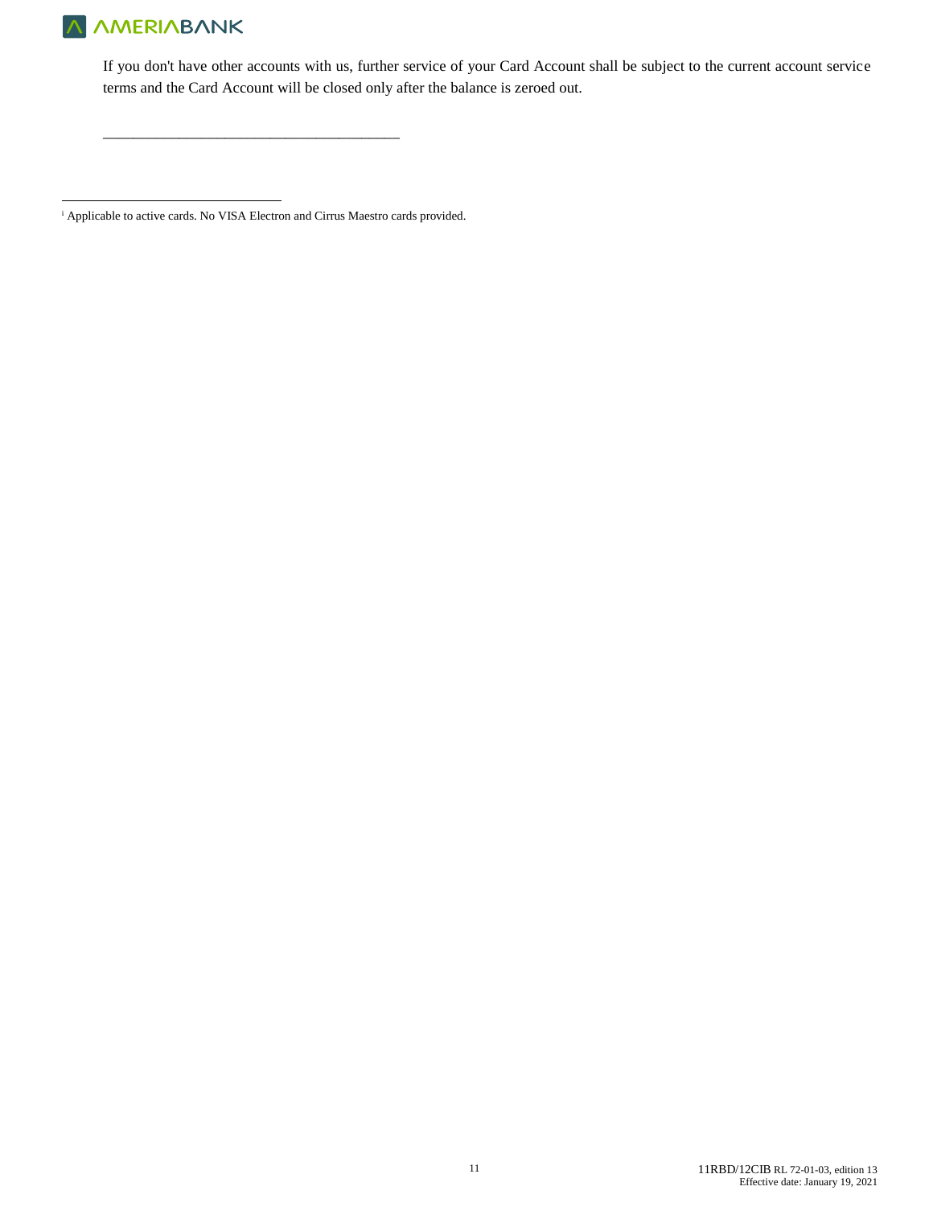If you don't have other accounts with us, further service of your Card Account shall be subject to the current account service terms and the Card Account will be closed only after the balance is zeroed out.

_______________________________________

---

[i] Applicable to active cards. No VISA Electron and Cirrus Maestro cards provided.